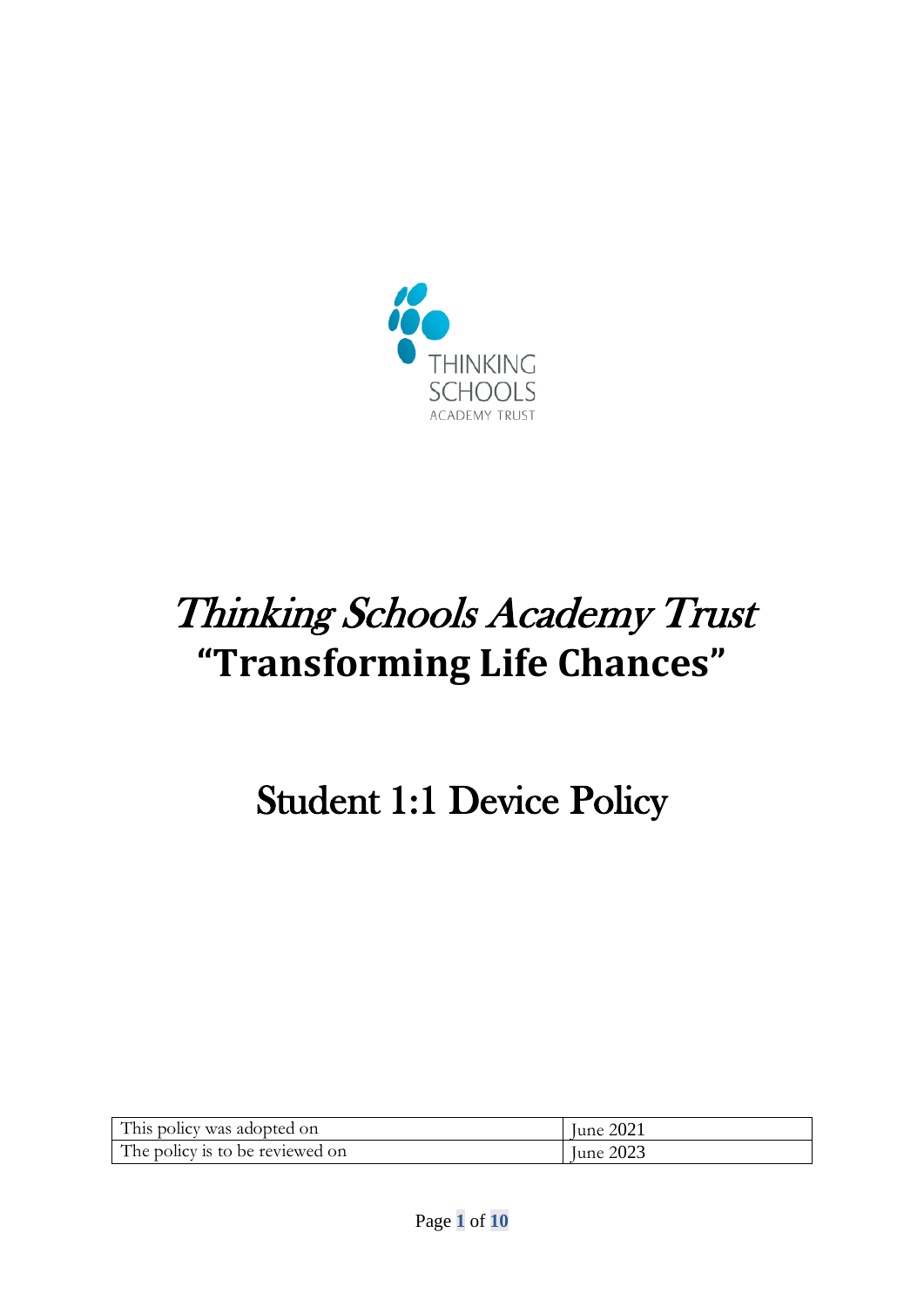THINKING SCHOOLS ACADEMY TRUST

# *Thinking Schools Academy Trust*

## **"Transforming Life Chances"**

# Student 1:1 Device Policy

| This policy was adopted on | June 2021 |
|---|---|
| The policy is to be reviewed on | June 2023 |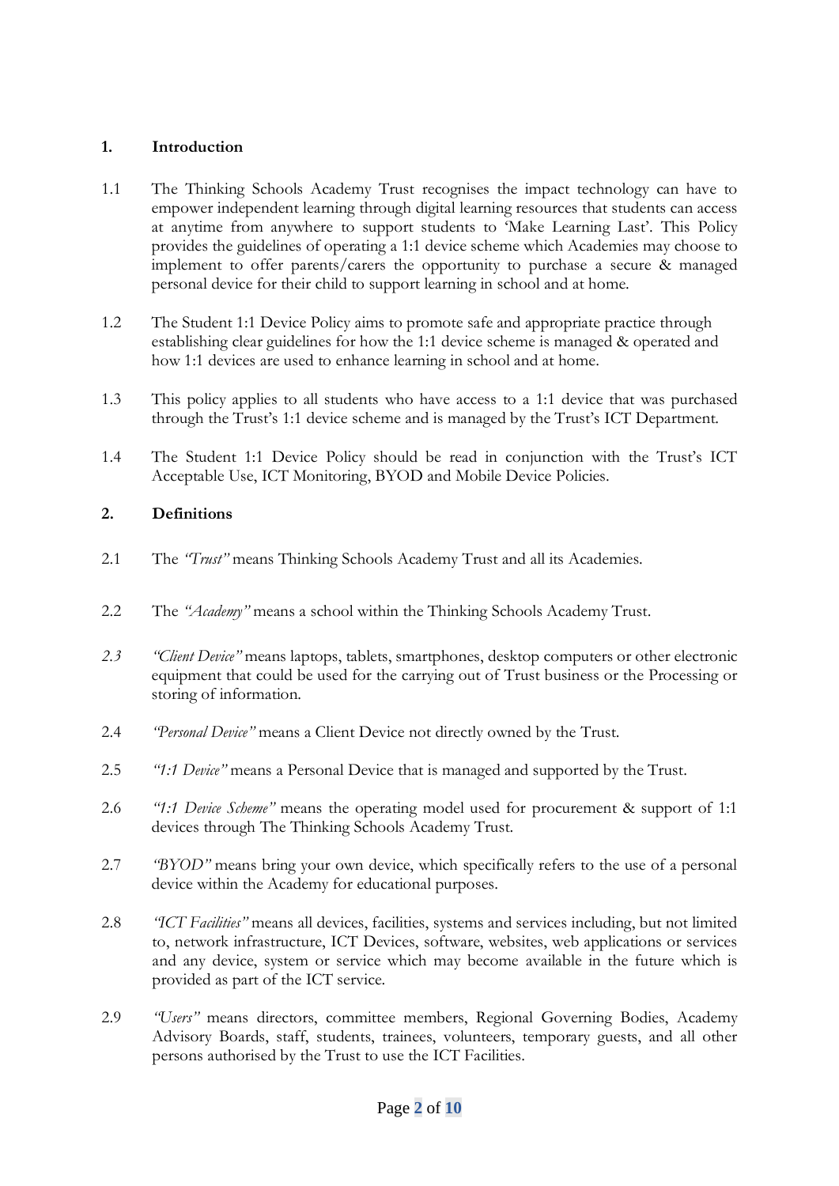## 1. Introduction

1.1 The Thinking Schools Academy Trust recognises the impact technology can have to empower independent learning through digital learning resources that students can access at anytime from anywhere to support students to 'Make Learning Last'. This Policy provides the guidelines of operating a 1:1 device scheme which Academies may choose to implement to offer parents/carers the opportunity to purchase a secure & managed personal device for their child to support learning in school and at home.

1.2 The Student 1:1 Device Policy aims to promote safe and appropriate practice through establishing clear guidelines for how the 1:1 device scheme is managed & operated and how 1:1 devices are used to enhance learning in school and at home.

1.3 This policy applies to all students who have access to a 1:1 device that was purchased through the Trust's 1:1 device scheme and is managed by the Trust's ICT Department.

1.4 The Student 1:1 Device Policy should be read in conjunction with the Trust's ICT Acceptable Use, ICT Monitoring, BYOD and Mobile Device Policies.

## 2. Definitions

2.1 The *"Trust"* means Thinking Schools Academy Trust and all its Academies.

2.2 The *"Academy"* means a school within the Thinking Schools Academy Trust.

*2.3* *"Client Device"* means laptops, tablets, smartphones, desktop computers or other electronic equipment that could be used for the carrying out of Trust business or the Processing or storing of information.

2.4 *"Personal Device"* means a Client Device not directly owned by the Trust.

2.5 *"1:1 Device"* means a Personal Device that is managed and supported by the Trust.

2.6 *"1:1 Device Scheme"* means the operating model used for procurement & support of 1:1 devices through The Thinking Schools Academy Trust.

2.7 *"BYOD"* means bring your own device, which specifically refers to the use of a personal device within the Academy for educational purposes.

2.8 *"ICT Facilities"* means all devices, facilities, systems and services including, but not limited to, network infrastructure, ICT Devices, software, websites, web applications or services and any device, system or service which may become available in the future which is provided as part of the ICT service.

2.9 *"Users"* means directors, committee members, Regional Governing Bodies, Academy Advisory Boards, staff, students, trainees, volunteers, temporary guests, and all other persons authorised by the Trust to use the ICT Facilities.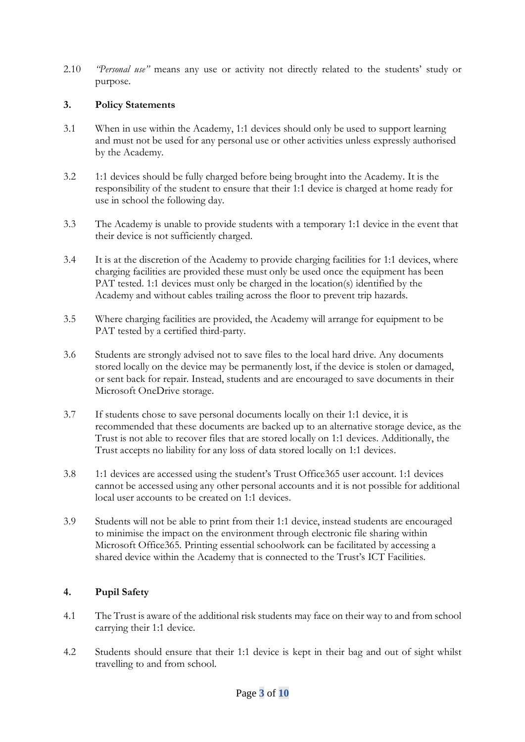2.10 *"Personal use"* means any use or activity not directly related to the students' study or purpose.

## 3. Policy Statements

3.1 When in use within the Academy, 1:1 devices should only be used to support learning and must not be used for any personal use or other activities unless expressly authorised by the Academy.

3.2 1:1 devices should be fully charged before being brought into the Academy. It is the responsibility of the student to ensure that their 1:1 device is charged at home ready for use in school the following day.

3.3 The Academy is unable to provide students with a temporary 1:1 device in the event that their device is not sufficiently charged.

3.4 It is at the discretion of the Academy to provide charging facilities for 1:1 devices, where charging facilities are provided these must only be used once the equipment has been PAT tested. 1:1 devices must only be charged in the location(s) identified by the Academy and without cables trailing across the floor to prevent trip hazards.

3.5 Where charging facilities are provided, the Academy will arrange for equipment to be PAT tested by a certified third-party.

3.6 Students are strongly advised not to save files to the local hard drive. Any documents stored locally on the device may be permanently lost, if the device is stolen or damaged, or sent back for repair. Instead, students and are encouraged to save documents in their Microsoft OneDrive storage.

3.7 If students chose to save personal documents locally on their 1:1 device, it is recommended that these documents are backed up to an alternative storage device, as the Trust is not able to recover files that are stored locally on 1:1 devices. Additionally, the Trust accepts no liability for any loss of data stored locally on 1:1 devices.

3.8 1:1 devices are accessed using the student's Trust Office365 user account. 1:1 devices cannot be accessed using any other personal accounts and it is not possible for additional local user accounts to be created on 1:1 devices.

3.9 Students will not be able to print from their 1:1 device, instead students are encouraged to minimise the impact on the environment through electronic file sharing within Microsoft Office365. Printing essential schoolwork can be facilitated by accessing a shared device within the Academy that is connected to the Trust's ICT Facilities.

## 4. Pupil Safety

4.1 The Trust is aware of the additional risk students may face on their way to and from school carrying their 1:1 device.

4.2 Students should ensure that their 1:1 device is kept in their bag and out of sight whilst travelling to and from school.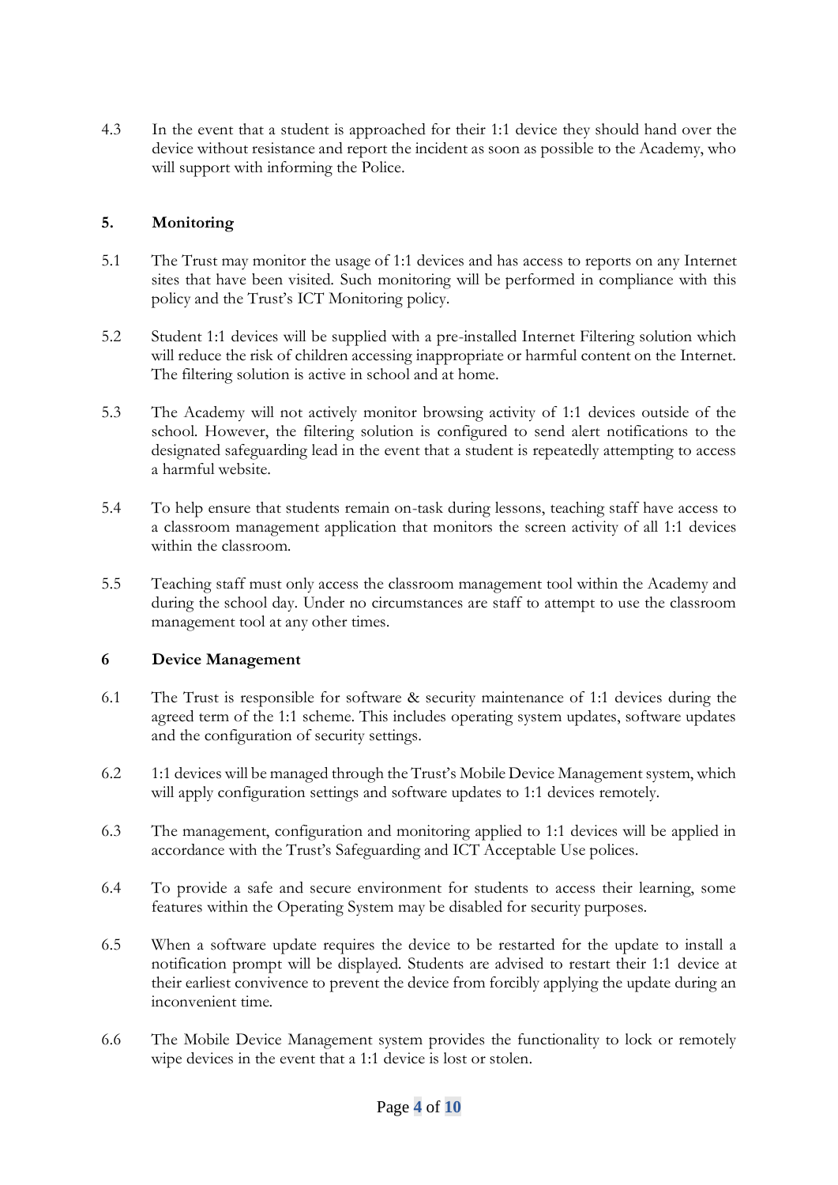4.3 In the event that a student is approached for their 1:1 device they should hand over the device without resistance and report the incident as soon as possible to the Academy, who will support with informing the Police.

## 5. Monitoring

5.1 The Trust may monitor the usage of 1:1 devices and has access to reports on any Internet sites that have been visited. Such monitoring will be performed in compliance with this policy and the Trust's ICT Monitoring policy.

5.2 Student 1:1 devices will be supplied with a pre-installed Internet Filtering solution which will reduce the risk of children accessing inappropriate or harmful content on the Internet. The filtering solution is active in school and at home.

5.3 The Academy will not actively monitor browsing activity of 1:1 devices outside of the school. However, the filtering solution is configured to send alert notifications to the designated safeguarding lead in the event that a student is repeatedly attempting to access a harmful website.

5.4 To help ensure that students remain on-task during lessons, teaching staff have access to a classroom management application that monitors the screen activity of all 1:1 devices within the classroom.

5.5 Teaching staff must only access the classroom management tool within the Academy and during the school day. Under no circumstances are staff to attempt to use the classroom management tool at any other times.

## 6 Device Management

6.1 The Trust is responsible for software & security maintenance of 1:1 devices during the agreed term of the 1:1 scheme. This includes operating system updates, software updates and the configuration of security settings.

6.2 1:1 devices will be managed through the Trust's Mobile Device Management system, which will apply configuration settings and software updates to 1:1 devices remotely.

6.3 The management, configuration and monitoring applied to 1:1 devices will be applied in accordance with the Trust's Safeguarding and ICT Acceptable Use polices.

6.4 To provide a safe and secure environment for students to access their learning, some features within the Operating System may be disabled for security purposes.

6.5 When a software update requires the device to be restarted for the update to install a notification prompt will be displayed. Students are advised to restart their 1:1 device at their earliest convivence to prevent the device from forcibly applying the update during an inconvenient time.

6.6 The Mobile Device Management system provides the functionality to lock or remotely wipe devices in the event that a 1:1 device is lost or stolen.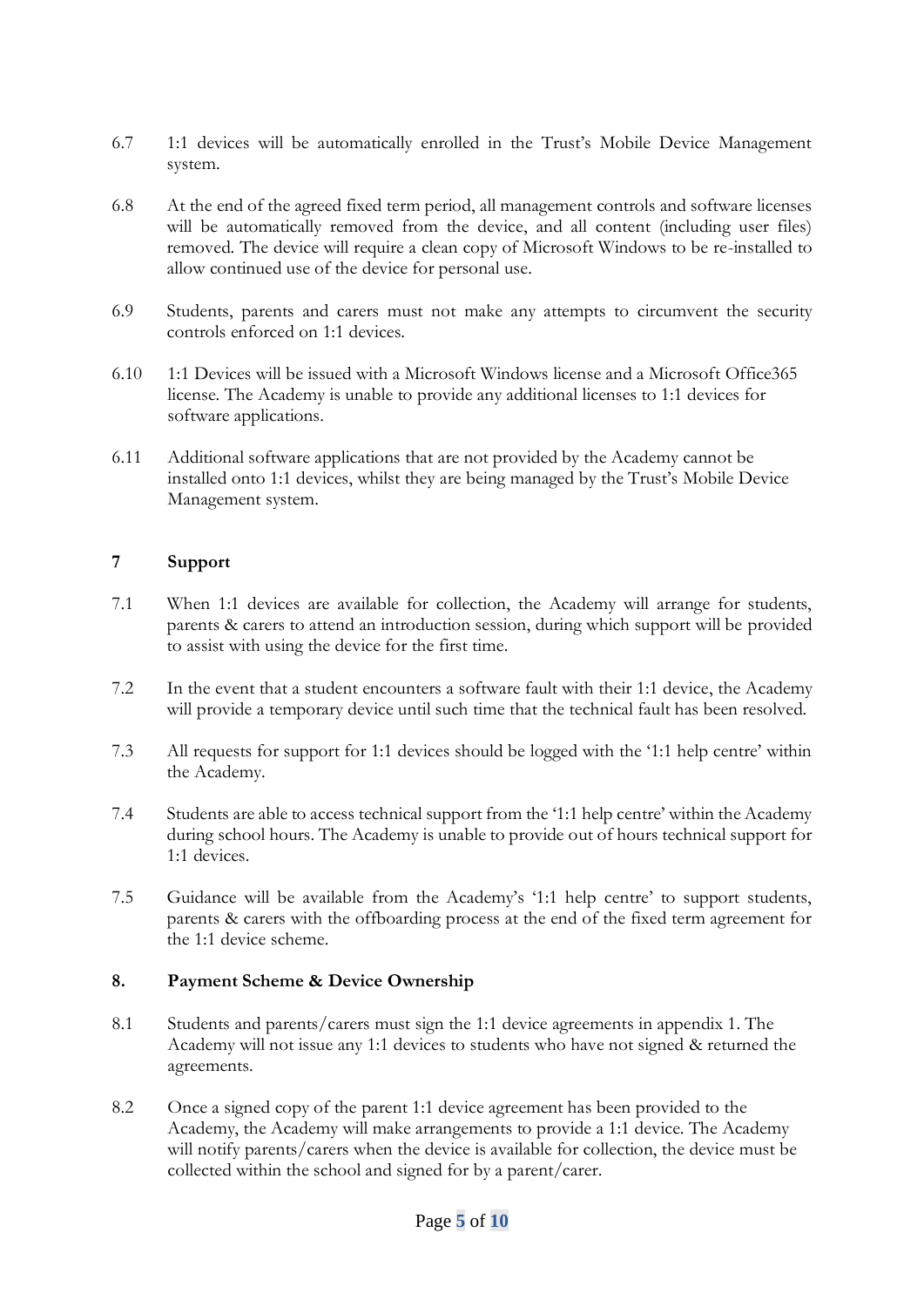6.7 1:1 devices will be automatically enrolled in the Trust's Mobile Device Management system.

6.8 At the end of the agreed fixed term period, all management controls and software licenses will be automatically removed from the device, and all content (including user files) removed. The device will require a clean copy of Microsoft Windows to be re-installed to allow continued use of the device for personal use.

6.9 Students, parents and carers must not make any attempts to circumvent the security controls enforced on 1:1 devices.

6.10 1:1 Devices will be issued with a Microsoft Windows license and a Microsoft Office365 license. The Academy is unable to provide any additional licenses to 1:1 devices for software applications.

6.11 Additional software applications that are not provided by the Academy cannot be installed onto 1:1 devices, whilst they are being managed by the Trust's Mobile Device Management system.

## 7 Support

7.1 When 1:1 devices are available for collection, the Academy will arrange for students, parents & carers to attend an introduction session, during which support will be provided to assist with using the device for the first time.

7.2 In the event that a student encounters a software fault with their 1:1 device, the Academy will provide a temporary device until such time that the technical fault has been resolved.

7.3 All requests for support for 1:1 devices should be logged with the '1:1 help centre' within the Academy.

7.4 Students are able to access technical support from the '1:1 help centre' within the Academy during school hours. The Academy is unable to provide out of hours technical support for 1:1 devices.

7.5 Guidance will be available from the Academy's '1:1 help centre' to support students, parents & carers with the offboarding process at the end of the fixed term agreement for the 1:1 device scheme.

## 8. Payment Scheme & Device Ownership

8.1 Students and parents/carers must sign the 1:1 device agreements in appendix 1. The Academy will not issue any 1:1 devices to students who have not signed & returned the agreements.

8.2 Once a signed copy of the parent 1:1 device agreement has been provided to the Academy, the Academy will make arrangements to provide a 1:1 device. The Academy will notify parents/carers when the device is available for collection, the device must be collected within the school and signed for by a parent/carer.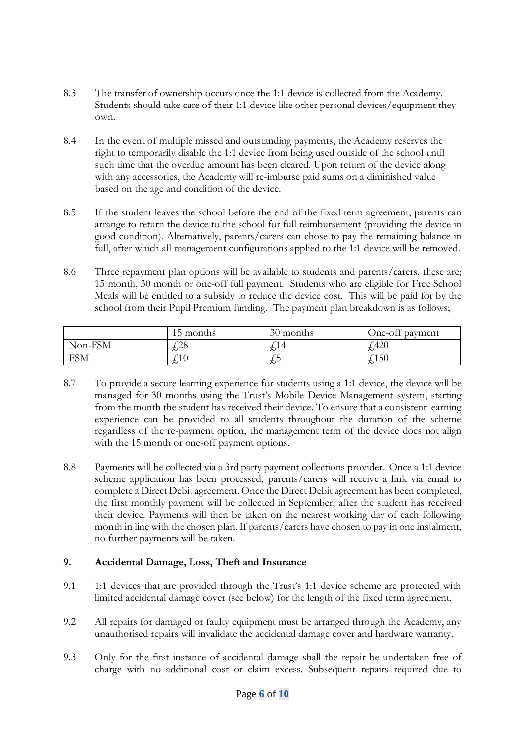8.3 The transfer of ownership occurs once the 1:1 device is collected from the Academy. Students should take care of their 1:1 device like other personal devices/equipment they own.

8.4 In the event of multiple missed and outstanding payments, the Academy reserves the right to temporarily disable the 1:1 device from being used outside of the school until such time that the overdue amount has been cleared. Upon return of the device along with any accessories, the Academy will re-imburse paid sums on a diminished value based on the age and condition of the device.

8.5 If the student leaves the school before the end of the fixed term agreement, parents can arrange to return the device to the school for full reimbursement (providing the device in good condition). Alternatively, parents/carers can chose to pay the remaining balance in full, after which all management configurations applied to the 1:1 device will be removed.

8.6 Three repayment plan options will be available to students and parents/carers, these are; 15 month, 30 month or one-off full payment. Students who are eligible for Free School Meals will be entitled to a subsidy to reduce the device cost. This will be paid for by the school from their Pupil Premium funding. The payment plan breakdown is as follows;

| | 15 months | 30 months | One-off payment |
|---|---|---|---|
| Non-FSM | £28 | £14 | £420 |
| FSM | £10 | £5 | £150 |

8.7 To provide a secure learning experience for students using a 1:1 device, the device will be managed for 30 months using the Trust's Mobile Device Management system, starting from the month the student has received their device. To ensure that a consistent learning experience can be provided to all students throughout the duration of the scheme regardless of the re-payment option, the management term of the device does not align with the 15 month or one-off payment options.

8.8 Payments will be collected via a 3rd party payment collections provider. Once a 1:1 device scheme application has been processed, parents/carers will receive a link via email to complete a Direct Debit agreement. Once the Direct Debit agreement has been completed, the first monthly payment will be collected in September, after the student has received their device. Payments will then be taken on the nearest working day of each following month in line with the chosen plan. If parents/carers have chosen to pay in one instalment, no further payments will be taken.

## 9. Accidental Damage, Loss, Theft and Insurance

9.1 1:1 devices that are provided through the Trust's 1:1 device scheme are protected with limited accidental damage cover (see below) for the length of the fixed term agreement.

9.2 All repairs for damaged or faulty equipment must be arranged through the Academy, any unauthorised repairs will invalidate the accidental damage cover and hardware warranty.

9.3 Only for the first instance of accidental damage shall the repair be undertaken free of charge with no additional cost or claim excess. Subsequent repairs required due to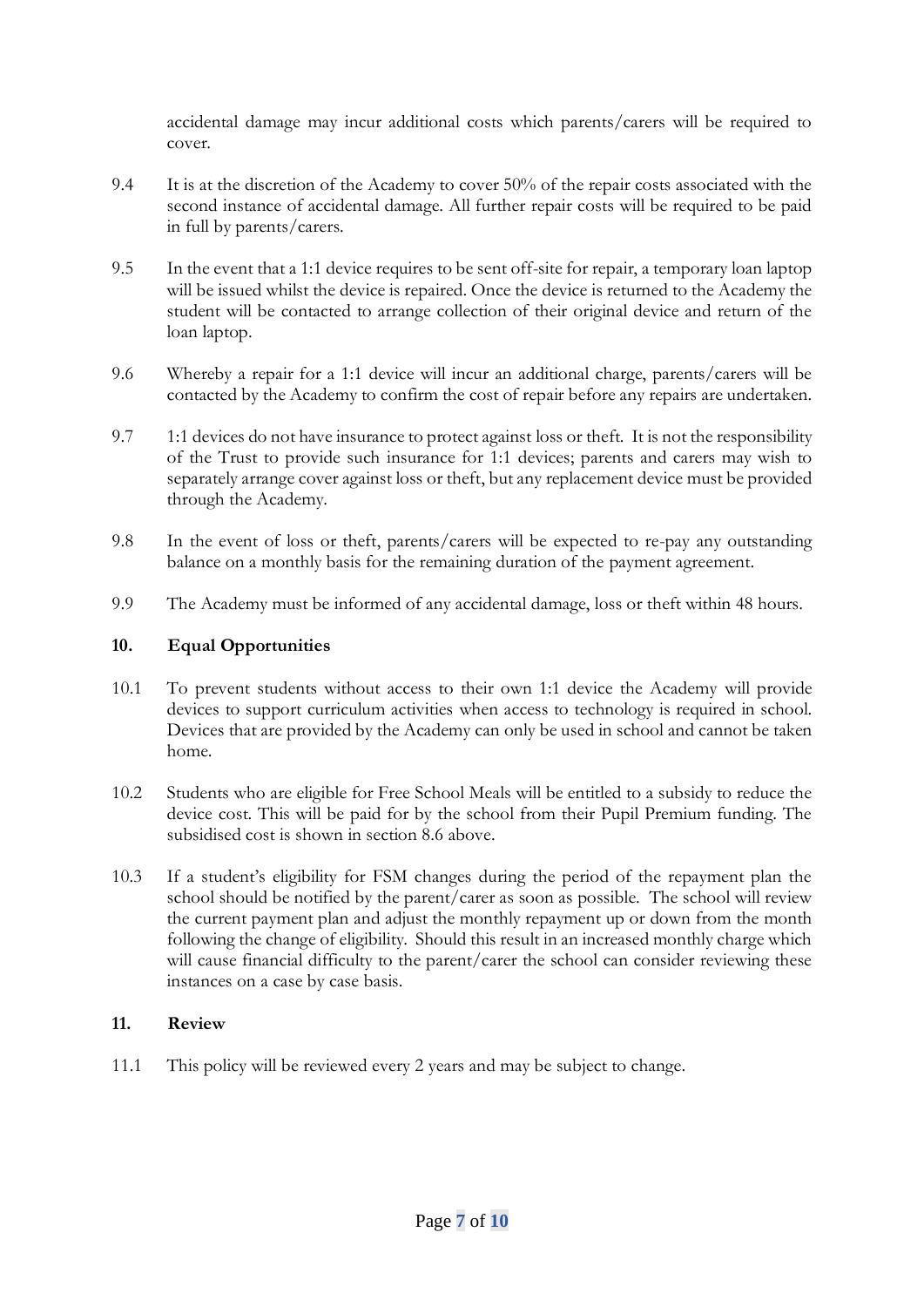accidental damage may incur additional costs which parents/carers will be required to cover.

9.4 It is at the discretion of the Academy to cover 50% of the repair costs associated with the second instance of accidental damage. All further repair costs will be required to be paid in full by parents/carers.

9.5 In the event that a 1:1 device requires to be sent off-site for repair, a temporary loan laptop will be issued whilst the device is repaired. Once the device is returned to the Academy the student will be contacted to arrange collection of their original device and return of the loan laptop.

9.6 Whereby a repair for a 1:1 device will incur an additional charge, parents/carers will be contacted by the Academy to confirm the cost of repair before any repairs are undertaken.

9.7 1:1 devices do not have insurance to protect against loss or theft. It is not the responsibility of the Trust to provide such insurance for 1:1 devices; parents and carers may wish to separately arrange cover against loss or theft, but any replacement device must be provided through the Academy.

9.8 In the event of loss or theft, parents/carers will be expected to re-pay any outstanding balance on a monthly basis for the remaining duration of the payment agreement.

9.9 The Academy must be informed of any accidental damage, loss or theft within 48 hours.

## 10. Equal Opportunities

10.1 To prevent students without access to their own 1:1 device the Academy will provide devices to support curriculum activities when access to technology is required in school. Devices that are provided by the Academy can only be used in school and cannot be taken home.

10.2 Students who are eligible for Free School Meals will be entitled to a subsidy to reduce the device cost. This will be paid for by the school from their Pupil Premium funding. The subsidised cost is shown in section 8.6 above.

10.3 If a student's eligibility for FSM changes during the period of the repayment plan the school should be notified by the parent/carer as soon as possible. The school will review the current payment plan and adjust the monthly repayment up or down from the month following the change of eligibility. Should this result in an increased monthly charge which will cause financial difficulty to the parent/carer the school can consider reviewing these instances on a case by case basis.

## 11. Review

11.1 This policy will be reviewed every 2 years and may be subject to change.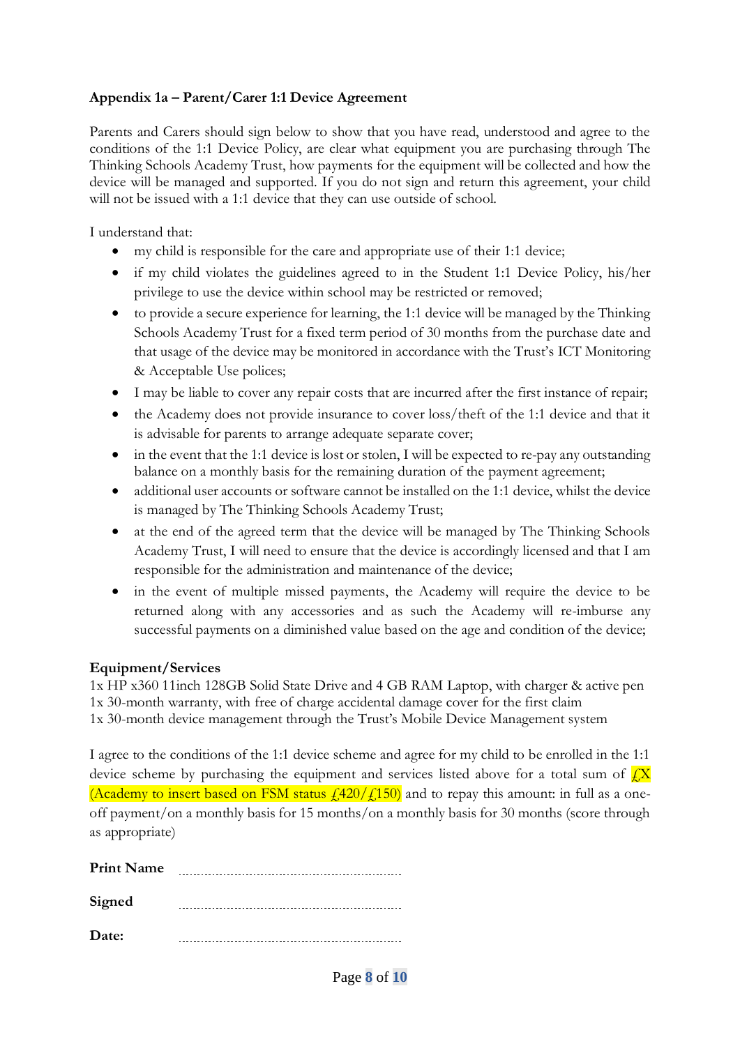### Appendix 1a – Parent/Carer 1:1 Device Agreement

Parents and Carers should sign below to show that you have read, understood and agree to the conditions of the 1:1 Device Policy, are clear what equipment you are purchasing through The Thinking Schools Academy Trust, how payments for the equipment will be collected and how the device will be managed and supported. If you do not sign and return this agreement, your child will not be issued with a 1:1 device that they can use outside of school.

I understand that:

- my child is responsible for the care and appropriate use of their 1:1 device;
- if my child violates the guidelines agreed to in the Student 1:1 Device Policy, his/her privilege to use the device within school may be restricted or removed;
- to provide a secure experience for learning, the 1:1 device will be managed by the Thinking Schools Academy Trust for a fixed term period of 30 months from the purchase date and that usage of the device may be monitored in accordance with the Trust's ICT Monitoring & Acceptable Use polices;
- I may be liable to cover any repair costs that are incurred after the first instance of repair;
- the Academy does not provide insurance to cover loss/theft of the 1:1 device and that it is advisable for parents to arrange adequate separate cover;
- in the event that the 1:1 device is lost or stolen, I will be expected to re-pay any outstanding balance on a monthly basis for the remaining duration of the payment agreement;
- additional user accounts or software cannot be installed on the 1:1 device, whilst the device is managed by The Thinking Schools Academy Trust;
- at the end of the agreed term that the device will be managed by The Thinking Schools Academy Trust, I will need to ensure that the device is accordingly licensed and that I am responsible for the administration and maintenance of the device;
- in the event of multiple missed payments, the Academy will require the device to be returned along with any accessories and as such the Academy will re-imburse any successful payments on a diminished value based on the age and condition of the device;

**Equipment/Services**

1x HP x360 11inch 128GB Solid State Drive and 4 GB RAM Laptop, with charger & active pen
1x 30-month warranty, with free of charge accidental damage cover for the first claim
1x 30-month device management through the Trust's Mobile Device Management system

I agree to the conditions of the 1:1 device scheme and agree for my child to be enrolled in the 1:1 device scheme by purchasing the equipment and services listed above for a total sum of £X (Academy to insert based on FSM status £420/£150) and to repay this amount: in full as a one-off payment/on a monthly basis for 15 months/on a monthly basis for 30 months (score through as appropriate)

**Print Name** ..........................................

**Signed** ..........................................

**Date:** ..........................................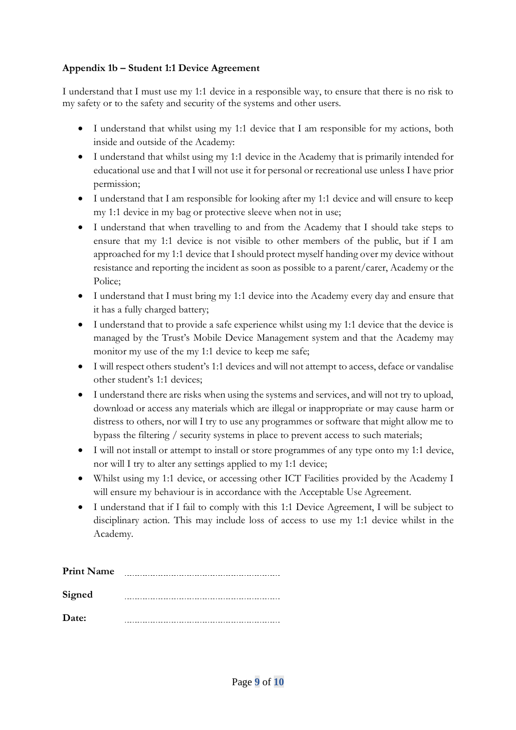**Appendix 1b – Student 1:1 Device Agreement**

I understand that I must use my 1:1 device in a responsible way, to ensure that there is no risk to my safety or to the safety and security of the systems and other users.

- I understand that whilst using my 1:1 device that I am responsible for my actions, both inside and outside of the Academy:
- I understand that whilst using my 1:1 device in the Academy that is primarily intended for educational use and that I will not use it for personal or recreational use unless I have prior permission;
- I understand that I am responsible for looking after my 1:1 device and will ensure to keep my 1:1 device in my bag or protective sleeve when not in use;
- I understand that when travelling to and from the Academy that I should take steps to ensure that my 1:1 device is not visible to other members of the public, but if I am approached for my 1:1 device that I should protect myself handing over my device without resistance and reporting the incident as soon as possible to a parent/carer, Academy or the Police;
- I understand that I must bring my 1:1 device into the Academy every day and ensure that it has a fully charged battery;
- I understand that to provide a safe experience whilst using my 1:1 device that the device is managed by the Trust's Mobile Device Management system and that the Academy may monitor my use of the my 1:1 device to keep me safe;
- I will respect others student's 1:1 devices and will not attempt to access, deface or vandalise other student's 1:1 devices;
- I understand there are risks when using the systems and services, and will not try to upload, download or access any materials which are illegal or inappropriate or may cause harm or distress to others, nor will I try to use any programmes or software that might allow me to bypass the filtering / security systems in place to prevent access to such materials;
- I will not install or attempt to install or store programmes of any type onto my 1:1 device, nor will I try to alter any settings applied to my 1:1 device;
- Whilst using my 1:1 device, or accessing other ICT Facilities provided by the Academy I will ensure my behaviour is in accordance with the Acceptable Use Agreement.
- I understand that if I fail to comply with this 1:1 Device Agreement, I will be subject to disciplinary action. This may include loss of access to use my 1:1 device whilst in the Academy.

**Print Name** ..............................................................

**Signed** ..............................................................

**Date:** ..............................................................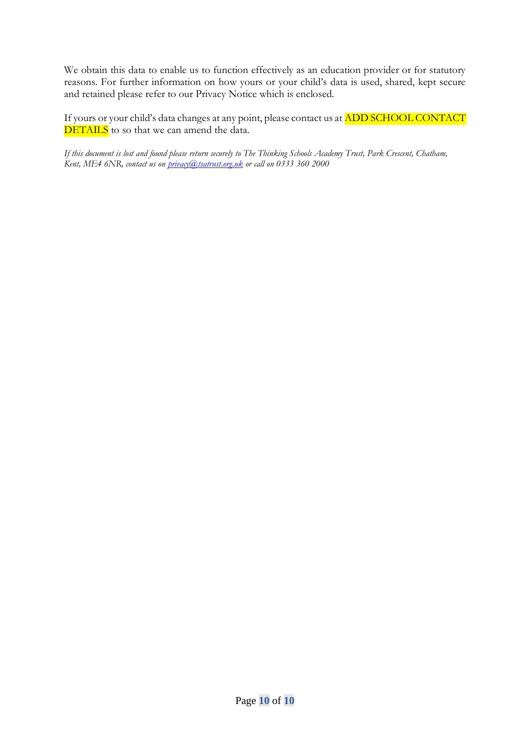We obtain this data to enable us to function effectively as an education provider or for statutory reasons. For further information on how yours or your child's data is used, shared, kept secure and retained please refer to our Privacy Notice which is enclosed.

If yours or your child's data changes at any point, please contact us at ADD SCHOOL CONTACT DETAILS to so that we can amend the data.

*If this document is lost and found please return securely to The Thinking Schools Academy Trust, Park Crescent, Chatham, Kent, ME4 6NR, contact us on privacy@tsatrust.org.uk or call on 0333 360 2000*